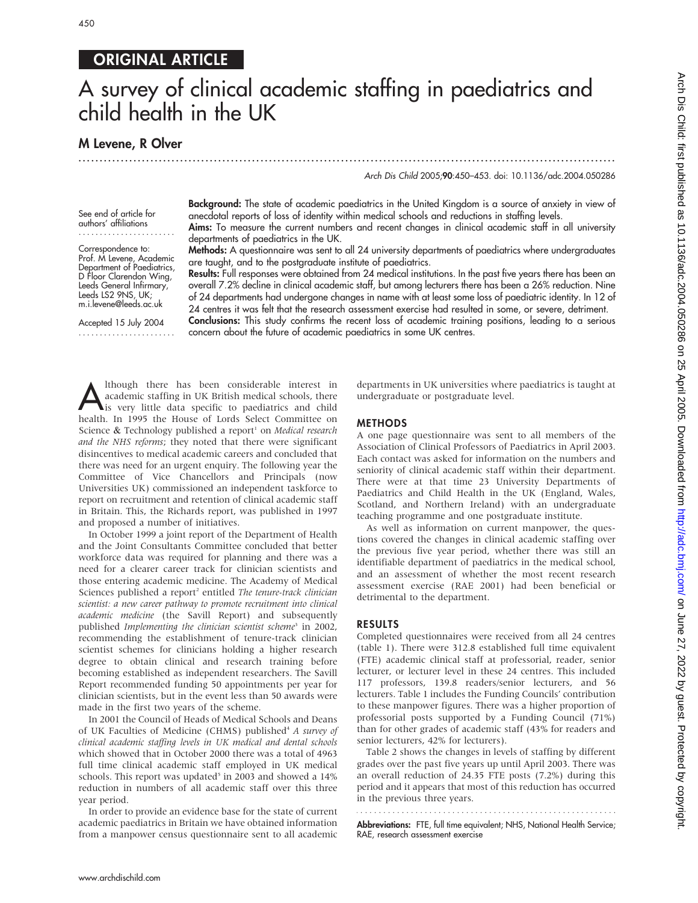## ORIGINAL ARTICLE

# A survey of clinical academic staffing in paediatrics and child health in the UK

**M Levene, R Olver**

*Arch Dis Child* 2005;**90**:450–453. doi: 10.1136/adc.2004.050286

See end of article for authors' affiliations

Correspondence to: Prof. M Levene, Academic Department of Paediatrics, D Floor Clarendon Wing, Leeds General Infirmary, Leeds LS2 9NS, UK; m.i.levene@leeds.ac.uk

Accepted 15 July 2004

**Background:** The state of academic paediatrics in the United Kingdom is a source of anxiety in view of anecdotal reports of loss of identity within medical schools and reductions in staffing levels.

**Aims:** To measure the current numbers and recent changes in clinical academic staff in all university departments of paediatrics in the UK.

**Methods:** A questionnaire was sent to all 24 university departments of paediatrics where undergraduates are taught, and to the postgraduate institute of paediatrics.

**Results:** Full responses were obtained from 24 medical institutions. In the past five years there has been an overall 7.2% decline in clinical academic staff, but among lecturers there has been a 26% reduction. Nine of 24 departments had undergone changes in name with at least some loss of paediatric identity. In 12 of 24 centres it was felt that the research assessment exercise had resulted in some, or severe, detriment.

**Conclusions:** This study confirms the recent loss of academic training positions, leading to a serious concern about the future of academic paediatrics in some UK centres.

Although there has been considerable interest in academic staffing in UK British medical schools, there is very little data specific to paediatrics and child health. In 1995 the House of Lords Select Committee on Science & Technology published a report[1] on *Medical research and the NHS reforms*; they noted that there were significant disincentives to medical academic careers and concluded that there was need for an urgent enquiry. The following year the Committee of Vice Chancellors and Principals (now Universities UK) commissioned an independent taskforce to report on recruitment and retention of clinical academic staff in Britain. This, the Richards report, was published in 1997 and proposed a number of initiatives.

In October 1999 a joint report of the Department of Health and the Joint Consultants Committee concluded that better workforce data was required for planning and there was a need for a clearer career track for clinician scientists and those entering academic medicine. The Academy of Medical Sciences published a report[2] entitled *The tenure-track clinician scientist: a new career pathway to promote recruitment into clinical academic medicine* (the Savill Report) and subsequently published *Implementing the clinician scientist scheme*[3] in 2002, recommending the establishment of tenure-track clinician scientist schemes for clinicians holding a higher research degree to obtain clinical and research training before becoming established as independent researchers. The Savill Report recommended funding 50 appointments per year for clinician scientists, but in the event less than 50 awards were made in the first two years of the scheme.

In 2001 the Council of Heads of Medical Schools and Deans of UK Faculties of Medicine (CHMS) published[4] *A survey of clinical academic staffing levels in UK medical and dental schools* which showed that in October 2000 there was a total of 4963 full time clinical academic staff employed in UK medical schools. This report was updated[5] in 2003 and showed a 14% reduction in numbers of all academic staff over this three year period.

In order to provide an evidence base for the state of current academic paediatrics in Britain we have obtained information from a manpower census questionnaire sent to all academic departments in UK universities where paediatrics is taught at undergraduate or postgraduate level.

## METHODS

A one page questionnaire was sent to all members of the Association of Clinical Professors of Paediatrics in April 2003. Each contact was asked for information on the numbers and seniority of clinical academic staff within their department. There were at that time 23 University Departments of Paediatrics and Child Health in the UK (England, Wales, Scotland, and Northern Ireland) with an undergraduate teaching programme and one postgraduate institute.

As well as information on current manpower, the questions covered the changes in clinical academic staffing over the previous five year period, whether there was still an identifiable department of paediatrics in the medical school, and an assessment of whether the most recent research assessment exercise (RAE 2001) had been beneficial or detrimental to the department.

## RESULTS

Completed questionnaires were received from all 24 centres (table 1). There were 312.8 established full time equivalent (FTE) academic clinical staff at professorial, reader, senior lecturer, or lecturer level in these 24 centres. This included 117 professors, 139.8 readers/senior lecturers, and 56 lecturers. Table 1 includes the Funding Councils' contribution to these manpower figures. There was a higher proportion of professorial posts supported by a Funding Council (71%) than for other grades of academic staff (43% for readers and senior lecturers, 42% for lecturers).

Table 2 shows the changes in levels of staffing by different grades over the past five years up until April 2003. There was an overall reduction of 24.35 FTE posts (7.2%) during this period and it appears that most of this reduction has occurred in the previous three years.

**Abbreviations:** FTE, full time equivalent; NHS, National Health Service; RAE, research assessment exercise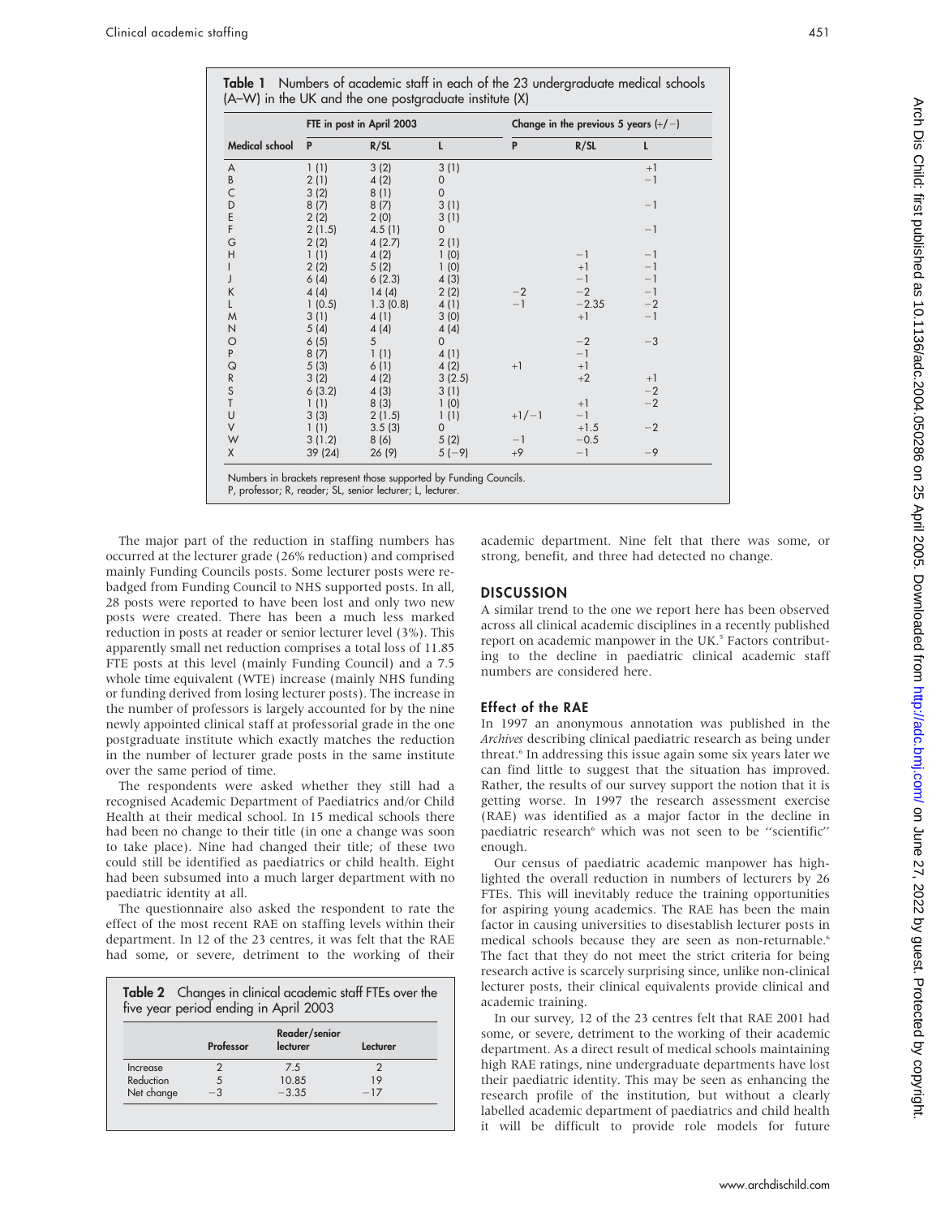**Table 1** Numbers of academic staff in each of the 23 undergraduate medical schools (A–W) in the UK and the one postgraduate institute (X)

| Medical school | FTE in post in April 2003 | | | Change in the previous 5 years (+/−) | | |
|---|---|---|---|---|---|---|
| | P | R/SL | L | P | R/SL | L |
| A | 1 (1) | 3 (2) | 3 (1) | | | +1 |
| B | 2 (1) | 4 (2) | 0 | | | −1 |
| C | 3 (2) | 8 (1) | 0 | | | |
| D | 8 (7) | 8 (7) | 3 (1) | | | −1 |
| E | 2 (2) | 2 (0) | 3 (1) | | | |
| F | 2 (1.5) | 4.5 (1) | 0 | | | −1 |
| G | 2 (2) | 4 (2.7) | 2 (1) | | | |
| H | 1 (1) | 4 (2) | 1 (0) | | −1 | −1 |
| I | 2 (2) | 5 (2) | 1 (0) | | +1 | −1 |
| J | 6 (4) | 6 (2.3) | 4 (3) | | −1 | −1 |
| K | 4 (4) | 14 (4) | 2 (2) | −2 | −2 | −1 |
| L | 1 (0.5) | 1.3 (0.8) | 4 (1) | −1 | −2.35 | −2 |
| M | 3 (1) | 4 (1) | 3 (0) | | +1 | −1 |
| N | 5 (4) | 4 (4) | 4 (4) | | | |
| O | 6 (5) | 5 | 0 | | −2 | −3 |
| P | 8 (7) | 1 (1) | 4 (1) | | −1 | |
| Q | 5 (3) | 6 (1) | 4 (2) | +1 | +1 | |
| R | 3 (2) | 4 (2) | 3 (2.5) | | +2 | +1 |
| S | 6 (3.2) | 4 (3) | 3 (1) | | | −2 |
| T | 1 (1) | 8 (3) | 1 (0) | | +1 | −2 |
| U | 3 (3) | 2 (1.5) | 1 (1) | +1/−1 | −1 | |
| V | 1 (1) | 3.5 (3) | 0 | | +1.5 | −2 |
| W | 3 (1.2) | 8 (6) | 5 (2) | −1 | −0.5 | |
| X | 39 (24) | 26 (9) | 5 (−9) | +9 | −1 | −9 |

Numbers in brackets represent those supported by Funding Councils.
P, professor; R, reader; SL, senior lecturer; L, lecturer.

The major part of the reduction in staffing numbers has occurred at the lecturer grade (26% reduction) and comprised mainly Funding Councils posts. Some lecturer posts were rebadged from Funding Council to NHS supported posts. In all, 28 posts were reported to have been lost and only two new posts were created. There has been a much less marked reduction in posts at reader or senior lecturer level (3%). This apparently small net reduction comprises a total loss of 11.85 FTE posts at this level (mainly Funding Council) and a 7.5 whole time equivalent (WTE) increase (mainly NHS funding or funding derived from losing lecturer posts). The increase in the number of professors is largely accounted for by the nine newly appointed clinical staff at professorial grade in the one postgraduate institute which exactly matches the reduction in the number of lecturer grade posts in the same institute over the same period of time.

The respondents were asked whether they still had a recognised Academic Department of Paediatrics and/or Child Health at their medical school. In 15 medical schools there had been no change to their title (in one a change was soon to take place). Nine had changed their title; of these two could still be identified as paediatrics or child health. Eight had been subsumed into a much larger department with no paediatric identity at all.

The questionnaire also asked the respondent to rate the effect of the most recent RAE on staffing levels within their department. In 12 of the 23 centres, it was felt that the RAE had some, or severe, detriment to the working of their academic department. Nine felt that there was some, or strong, benefit, and three had detected no change.

**Table 2** Changes in clinical academic staff FTEs over the five year period ending in April 2003

| | Professor | Reader/senior lecturer | Lecturer |
|---|---|---|---|
| Increase | 2 | 7.5 | 2 |
| Reduction | 5 | 10.85 | 19 |
| Net change | −3 | −3.35 | −17 |

## DISCUSSION

A similar trend to the one we report here has been observed across all clinical academic disciplines in a recently published report on academic manpower in the UK.[5] Factors contributing to the decline in paediatric clinical academic staff numbers are considered here.

### Effect of the RAE

In 1997 an anonymous annotation was published in the *Archives* describing clinical paediatric research as being under threat.[6] In addressing this issue again some six years later we can find little to suggest that the situation has improved. Rather, the results of our survey support the notion that it is getting worse. In 1997 the research assessment exercise (RAE) was identified as a major factor in the decline in paediatric research[6] which was not seen to be "scientific" enough.

Our census of paediatric academic manpower has highlighted the overall reduction in numbers of lecturers by 26 FTEs. This will inevitably reduce the training opportunities for aspiring young academics. The RAE has been the main factor in causing universities to disestablish lecturer posts in medical schools because they are seen as non-returnable.[6] The fact that they do not meet the strict criteria for being research active is scarcely surprising since, unlike non-clinical lecturer posts, their clinical equivalents provide clinical and academic training.

In our survey, 12 of the 23 centres felt that RAE 2001 had some, or severe, detriment to the working of their academic department. As a direct result of medical schools maintaining high RAE ratings, nine undergraduate departments have lost their paediatric identity. This may be seen as enhancing the research profile of the institution, but without a clearly labelled academic department of paediatrics and child health it will be difficult to provide role models for future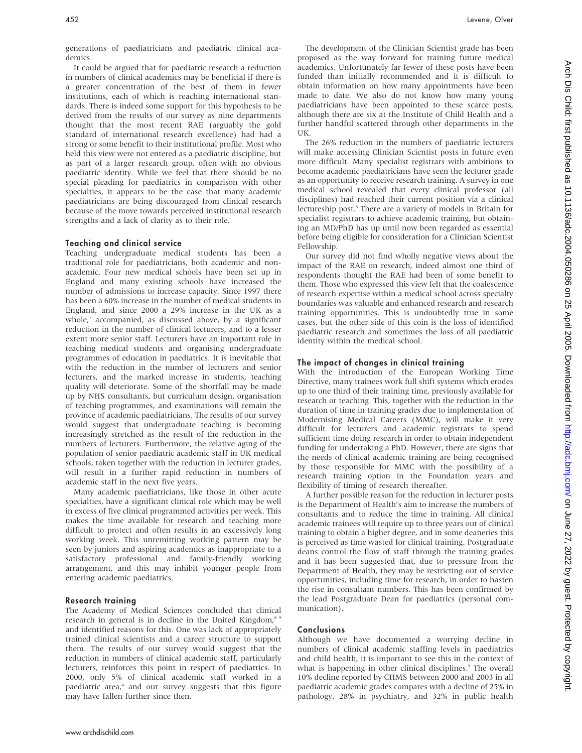generations of paediatricians and paediatric clinical academics.

It could be argued that for paediatric research a reduction in numbers of clinical academics may be beneficial if there is a greater concentration of the best of them in fewer institutions, each of which is reaching international standards. There is indeed some support for this hypothesis to be derived from the results of our survey as nine departments thought that the most recent RAE (arguably the gold standard of international research excellence) had had a strong or some benefit to their institutional profile. Most who held this view were not entered as a paediatric discipline, but as part of a larger research group, often with no obvious paediatric identity. While we feel that there should be no special pleading for paediatrics in comparison with other specialties, it appears to be the case that many academic paediatricians are being discouraged from clinical research because of the move towards perceived institutional research strengths and a lack of clarity as to their role.

### Teaching and clinical service

Teaching undergraduate medical students has been a traditional role for paediatricians, both academic and non-academic. Four new medical schools have been set up in England and many existing schools have increased the number of admissions to increase capacity. Since 1997 there has been a 60% increase in the number of medical students in England, and since 2000 a 29% increase in the UK as a whole,[7] accompanied, as discussed above, by a significant reduction in the number of clinical lecturers, and to a lesser extent more senior staff. Lecturers have an important role in teaching medical students and organising undergraduate programmes of education in paediatrics. It is inevitable that with the reduction in the number of lecturers and senior lecturers, and the marked increase in students, teaching quality will deteriorate. Some of the shortfall may be made up by NHS consultants, but curriculum design, organisation of teaching programmes, and examinations will remain the province of academic paediatricians. The results of our survey would suggest that undergraduate teaching is becoming increasingly stretched as the result of the reduction in the numbers of lecturers. Furthermore, the relative aging of the population of senior paediatric academic staff in UK medical schools, taken together with the reduction in lecturer grades, will result in a further rapid reduction in numbers of academic staff in the next five years.

Many academic paediatricians, like those in other acute specialties, have a significant clinical role which may be well in excess of five clinical programmed activities per week. This makes the time available for research and teaching more difficult to protect and often results in an excessively long working week. This unremitting working pattern may be seen by juniors and aspiring academics as inappropriate to a satisfactory professional and family-friendly working arrangement, and this may inhibit younger people from entering academic paediatrics.

### Research training

The Academy of Medical Sciences concluded that clinical research in general is in decline in the United Kingdom,[8 9] and identified reasons for this. One was lack of appropriately trained clinical scientists and a career structure to support them. The results of our survey would suggest that the reduction in numbers of clinical academic staff, particularly lecturers, reinforces this point in respect of paediatrics. In 2000, only 5% of clinical academic staff worked in a paediatric area,[4] and our survey suggests that this figure may have fallen further since then.

The development of the Clinician Scientist grade has been proposed as the way forward for training future medical academics. Unfortunately far fewer of these posts have been funded than initially recommended and it is difficult to obtain information on how many appointments have been made to date. We also do not know how many young paediatricians have been appointed to these scarce posts, although there are six at the Institute of Child Health and a further handful scattered through other departments in the UK.

The 26% reduction in the numbers of paediatric lecturers will make accessing Clinician Scientist posts in future even more difficult. Many specialist registrars with ambitions to become academic paediatricians have seen the lecturer grade as an opportunity to receive research training. A survey in one medical school revealed that every clinical professor (all disciplines) had reached their current position via a clinical lectureship post.[5] There are a variety of models in Britain for specialist registrars to achieve academic training, but obtaining an MD/PhD has up until now been regarded as essential before being eligible for consideration for a Clinician Scientist Fellowship.

Our survey did not find wholly negative views about the impact of the RAE on research, indeed almost one third of respondents thought the RAE had been of some benefit to them. Those who expressed this view felt that the coalescence of research expertise within a medical school across specialty boundaries was valuable and enhanced research and research training opportunities. This is undoubtedly true in some cases, but the other side of this coin is the loss of identified paediatric research and sometimes the loss of all paediatric identity within the medical school.

### The impact of changes in clinical training

With the introduction of the European Working Time Directive, many trainees work full shift systems which erodes up to one third of their training time, previously available for research or teaching. This, together with the reduction in the duration of time in training grades due to implementation of Modernising Medical Careers (MMC), will make it very difficult for lecturers and academic registrars to spend sufficient time doing research in order to obtain independent funding for undertaking a PhD. However, there are signs that the needs of clinical academic training are being recognised by those responsible for MMC with the possibility of a research training option in the Foundation years and flexibility of timing of research thereafter.

A further possible reason for the reduction in lecturer posts is the Department of Health's aim to increase the numbers of consultants and to reduce the time in training. All clinical academic trainees will require up to three years out of clinical training to obtain a higher degree, and in some deaneries this is perceived as time wasted for clinical training. Postgraduate deans control the flow of staff through the training grades and it has been suggested that, due to pressure from the Department of Health, they may be restricting out of service opportunities, including time for research, in order to hasten the rise in consultant numbers. This has been confirmed by the lead Postgraduate Dean for paediatrics (personal communication).

### Conclusions

Although we have documented a worrying decline in numbers of clinical academic staffing levels in paediatrics and child health, it is important to see this in the context of what is happening in other clinical disciplines.[5] The overall 10% decline reported by CHMS between 2000 and 2003 in all paediatric academic grades compares with a decline of 25% in pathology, 28% in psychiatry, and 32% in public health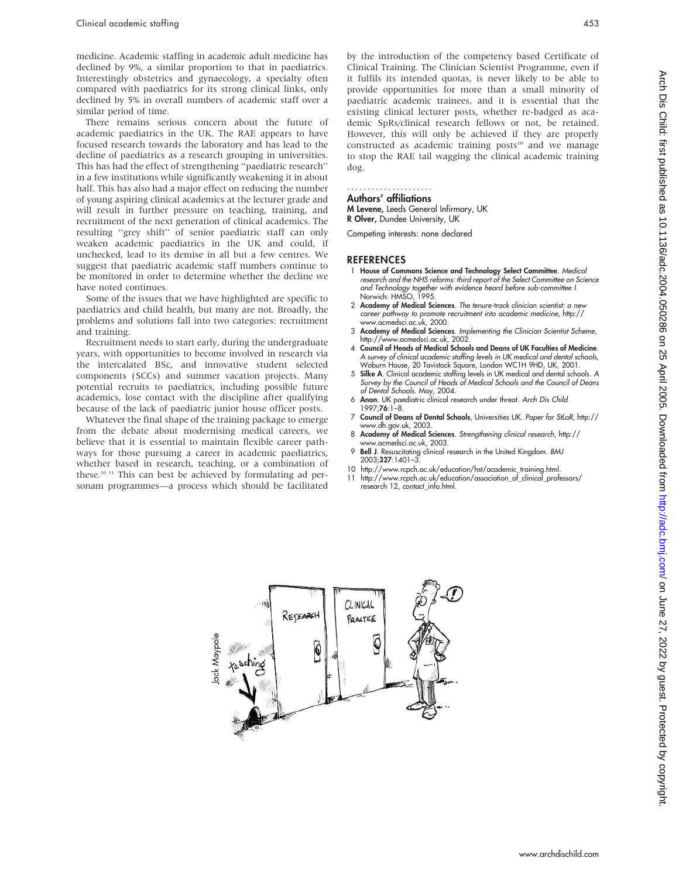medicine. Academic staffing in academic adult medicine has declined by 9%, a similar proportion to that in paediatrics. Interestingly obstetrics and gynaecology, a specialty often compared with paediatrics for its strong clinical links, only declined by 5% in overall numbers of academic staff over a similar period of time.

There remains serious concern about the future of academic paediatrics in the UK. The RAE appears to have focused research towards the laboratory and has lead to the decline of paediatrics as a research grouping in universities. This has had the effect of strengthening ''paediatric research'' in a few institutions while significantly weakening it in about half. This has also had a major effect on reducing the number of young aspiring clinical academics at the lecturer grade and will result in further pressure on teaching, training, and recruitment of the next generation of clinical academics. The resulting ''grey shift'' of senior paediatric staff can only weaken academic paediatrics in the UK and could, if unchecked, lead to its demise in all but a few centres. We suggest that paediatric academic staff numbers continue to be monitored in order to determine whether the decline we have noted continues.

Some of the issues that we have highlighted are specific to paediatrics and child health, but many are not. Broadly, the problems and solutions fall into two categories: recruitment and training.

Recruitment needs to start early, during the undergraduate years, with opportunities to become involved in research via the intercalated BSc, and innovative student selected components (SCCs) and summer vacation projects. Many potential recruits to paediatrics, including possible future academics, lose contact with the discipline after qualifying because of the lack of paediatric junior house officer posts.

Whatever the final shape of the training package to emerge from the debate about modernising medical careers, we believe that it is essential to maintain flexible career pathways for those pursuing a career in academic paediatrics, whether based in research, teaching, or a combination of these.[10 11] This can best be achieved by formulating ad personam programmes—a process which should be facilitated by the introduction of the competency based Certificate of Clinical Training. The Clinician Scientist Programme, even if it fulfils its intended quotas, is never likely to be able to provide opportunities for more than a small minority of paediatric academic trainees, and it is essential that the existing clinical lecturer posts, whether re-badged as academic SpRs/clinical research fellows or not, be retained. However, this will only be achieved if they are properly constructed as academic training posts[10] and we manage to stop the RAE tail wagging the clinical academic training dog.

## Authors' affiliations

**M Levene,** Leeds General Infirmary, UK
**R Olver,** Dundee University, UK

Competing interests: none declared

## REFERENCES

1. **House of Commons Science and Technology Select Committee**. *Medical research and the NHS reforms: third report of the Select Committee on Science and Technology together with evidence heard before sub-committee I.* Norwich: HMSO, 1995.
2. **Academy of Medical Sciences**. *The tenure-track clinician scientist: a new career pathway to promote recruitment into academic medicine*, http://www.acmedsci.ac.uk, 2000.
3. **Academy of Medical Sciences**. *Implementing the Clinician Scientist Scheme*, http://www.acmedsci.ac.uk, 2002.
4. **Council of Heads of Medical Schools and Deans of UK Faculties of Medicine**. *A survey of clinical academic staffing levels in UK medical and dental schools*, Woburn House, 20 Tavistock Square, London WC1H 9HD, UK, 2001.
5. **Silke A**. Clinical academic staffing levels in UK medical and dental schools. *A Survey by the Council of Heads of Medical Schools and the Council of Deans of Dental Schools*. May, 2004.
6. **Anon**. UK paediatric clinical research under threat. *Arch Dis Child* 1997;**76**:1–8.
7. **Council of Deans of Dental Schools**, Universities UK. *Paper for StLaR*, http://www.dh.gov.uk, 2003.
8. **Academy of Medical Sciences**. *Strengthening clinical research*, http://www.acmedsci.ac.uk, 2003.
9. **Bell J**. Resuscitating clinical research in the United Kingdom. *BMJ* 2003;**327**:1401–3.
10. http://www.rcpch.ac.uk/education/hst/academic_training.html.
11. http://www.rcpch.ac.uk/education/association_of_clinical_professors/research 12, contact_info.html.